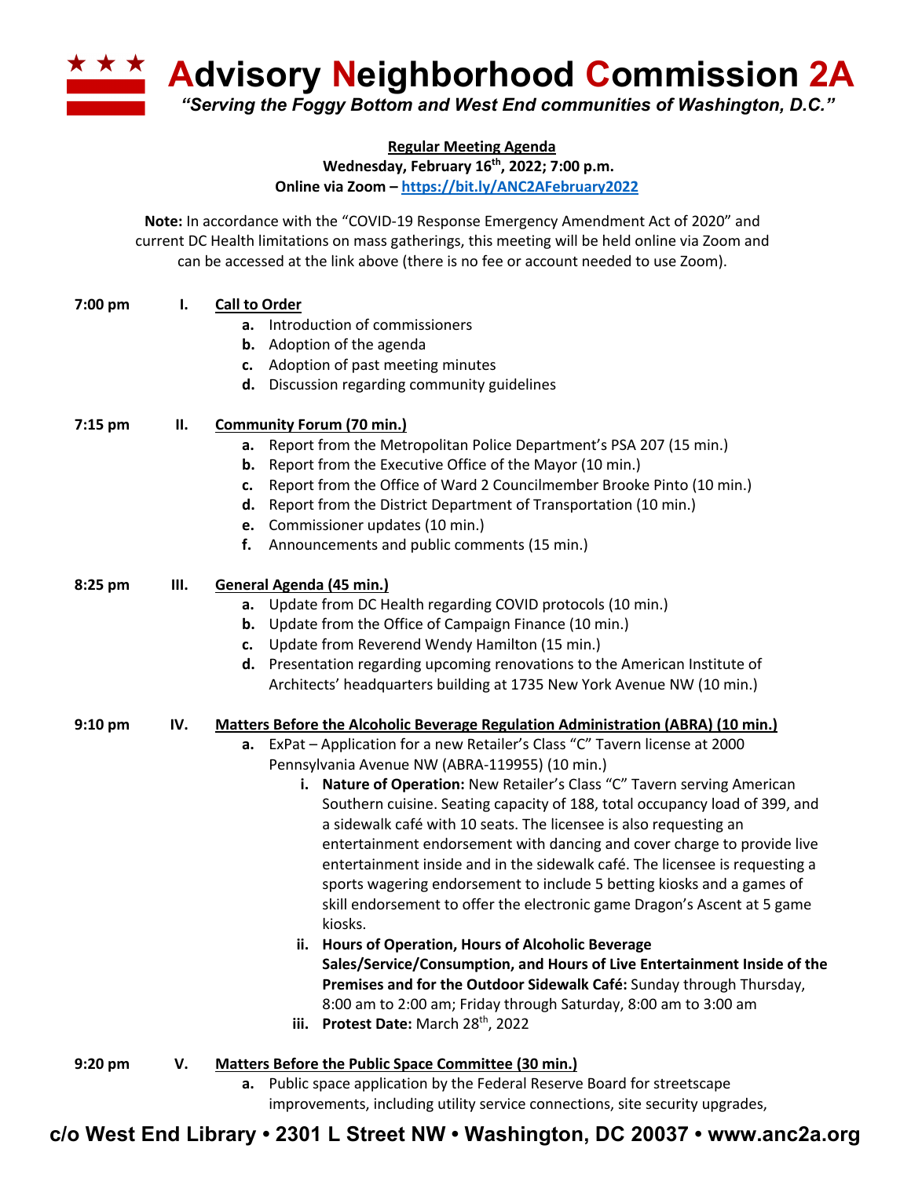# Advisory Neighborhood Commission 2A

*"Serving the Foggy Bottom and West End communities of Washington, D.C."*

**Regular Meeting Agenda**
**Wednesday, February 16th, 2022; 7:00 p.m.**
**Online via Zoom – https://bit.ly/ANC2AFebruary2022**

**Note:** In accordance with the "COVID-19 Response Emergency Amendment Act of 2020" and current DC Health limitations on mass gatherings, this meeting will be held online via Zoom and can be accessed at the link above (there is no fee or account needed to use Zoom).

**7:00 pm I. Call to Order**

- **a.** Introduction of commissioners
- **b.** Adoption of the agenda
- **c.** Adoption of past meeting minutes
- **d.** Discussion regarding community guidelines

**7:15 pm II. Community Forum (70 min.)**

- **a.** Report from the Metropolitan Police Department's PSA 207 (15 min.)
- **b.** Report from the Executive Office of the Mayor (10 min.)
- **c.** Report from the Office of Ward 2 Councilmember Brooke Pinto (10 min.)
- **d.** Report from the District Department of Transportation (10 min.)
- **e.** Commissioner updates (10 min.)
- **f.** Announcements and public comments (15 min.)

**8:25 pm III. General Agenda (45 min.)**

- **a.** Update from DC Health regarding COVID protocols (10 min.)
- **b.** Update from the Office of Campaign Finance (10 min.)
- **c.** Update from Reverend Wendy Hamilton (15 min.)
- **d.** Presentation regarding upcoming renovations to the American Institute of Architects' headquarters building at 1735 New York Avenue NW (10 min.)

**9:10 pm IV. Matters Before the Alcoholic Beverage Regulation Administration (ABRA) (10 min.)**

- **a.** ExPat – Application for a new Retailer's Class "C" Tavern license at 2000 Pennsylvania Avenue NW (ABRA-119955) (10 min.)
  - **i. Nature of Operation:** New Retailer's Class "C" Tavern serving American Southern cuisine. Seating capacity of 188, total occupancy load of 399, and a sidewalk café with 10 seats. The licensee is also requesting an entertainment endorsement with dancing and cover charge to provide live entertainment inside and in the sidewalk café. The licensee is requesting a sports wagering endorsement to include 5 betting kiosks and a games of skill endorsement to offer the electronic game Dragon's Ascent at 5 game kiosks.
  - **ii. Hours of Operation, Hours of Alcoholic Beverage Sales/Service/Consumption, and Hours of Live Entertainment Inside of the Premises and for the Outdoor Sidewalk Café:** Sunday through Thursday, 8:00 am to 2:00 am; Friday through Saturday, 8:00 am to 3:00 am
  - **iii. Protest Date:** March 28th, 2022

**9:20 pm V. Matters Before the Public Space Committee (30 min.)**

- **a.** Public space application by the Federal Reserve Board for streetscape improvements, including utility service connections, site security upgrades,

c/o West End Library • 2301 L Street NW • Washington, DC 20037 • www.anc2a.org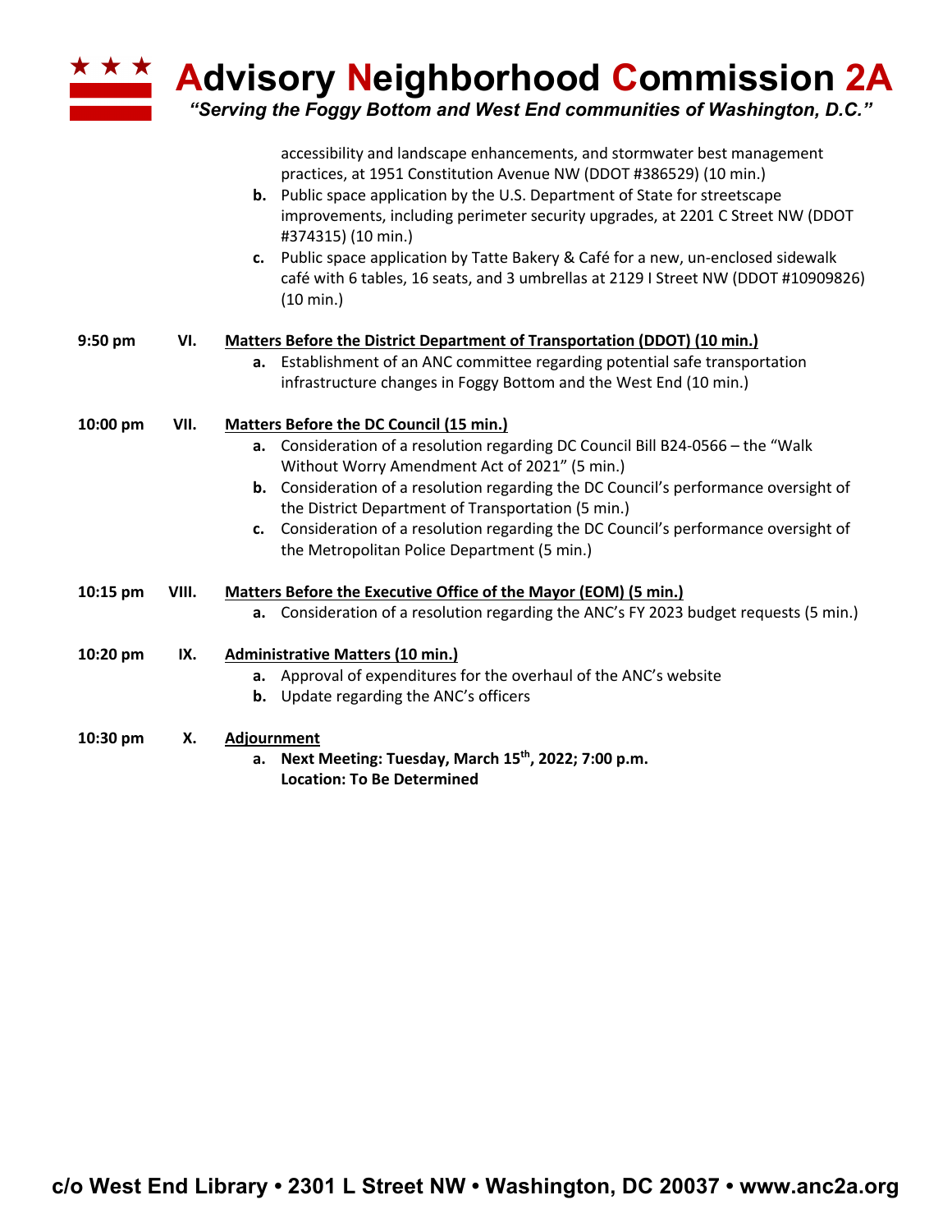accessibility and landscape enhancements, and stormwater best management practices, at 1951 Constitution Avenue NW (DDOT #386529) (10 min.)

**b.** Public space application by the U.S. Department of State for streetscape improvements, including perimeter security upgrades, at 2201 C Street NW (DDOT #374315) (10 min.)

**c.** Public space application by Tatte Bakery & Café for a new, un-enclosed sidewalk café with 6 tables, 16 seats, and 3 umbrellas at 2129 I Street NW (DDOT #10909826) (10 min.)

**9:50 pm VI. Matters Before the District Department of Transportation (DDOT) (10 min.)**

**a.** Establishment of an ANC committee regarding potential safe transportation infrastructure changes in Foggy Bottom and the West End (10 min.)

**10:00 pm VII. Matters Before the DC Council (15 min.)**

**a.** Consideration of a resolution regarding DC Council Bill B24-0566 – the "Walk Without Worry Amendment Act of 2021" (5 min.)

**b.** Consideration of a resolution regarding the DC Council's performance oversight of the District Department of Transportation (5 min.)

**c.** Consideration of a resolution regarding the DC Council's performance oversight of the Metropolitan Police Department (5 min.)

**10:15 pm VIII. Matters Before the Executive Office of the Mayor (EOM) (5 min.)**

**a.** Consideration of a resolution regarding the ANC's FY 2023 budget requests (5 min.)

**10:20 pm IX. Administrative Matters (10 min.)**

**a.** Approval of expenditures for the overhaul of the ANC's website

**b.** Update regarding the ANC's officers

**10:30 pm X. Adjournment**

**a. Next Meeting: Tuesday, March 15th, 2022; 7:00 p.m.**
**Location: To Be Determined**